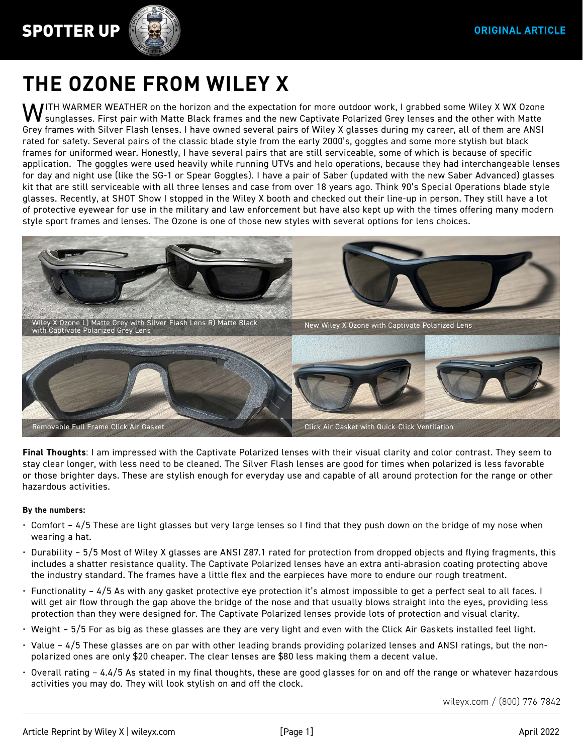# THE OZONE FROM WILEY X

WITH WARMER WEATHER on the horizon and the expectation for more outdoor work, I grabbed some Wiley X WX Ozone sunglasses. First pair with Matte Black frames and the new Captivate Polarized Grey lenses and the other with Matte Grey frames with Silver Flash lenses. I have owned several pairs of Wiley X glasses during my career, all of them are ANSI rated for safety. Several pairs of the classic blade style from the early 2000's, goggles and some more stylish but black frames for uniformed wear. Honestly, I have several pairs that are still serviceable, some of which is because of specific application. The goggles were used heavily while running UTVs and helo operations, because they had interchangeable lenses for day and night use (like the SG-1 or Spear Goggles). I have a pair of Saber (updated with the new Saber Advanced) glasses kit that are still serviceable with all three lenses and case from over 18 years ago. Think 90's Special Operations blade style glasses. Recently, at SHOT Show I stopped in the Wiley X booth and checked out their line-up in person. They still have a lot of protective eyewear for use in the military and law enforcement but have also kept up with the times offering many modern style sport frames and lenses. The Ozone is one of those new styles with several options for lens choices.

Wiley X Ozone L) Matte Grey with Silver Flash Lens R) Matte Black with Captivate Polarized Grey Lens

New Wiley X Ozone with Captivate Polarized Lens

Removable Full Frame Click Air Gasket

Click Air Gasket with Quick-Click Ventilation

**Final Thoughts**: I am impressed with the Captivate Polarized lenses with their visual clarity and color contrast. They seem to stay clear longer, with less need to be cleaned. The Silver Flash lenses are good for times when polarized is less favorable or those brighter days. These are stylish enough for everyday use and capable of all around protection for the range or other hazardous activities.

**By the numbers:**

- Comfort – 4/5 These are light glasses but very large lenses so I find that they push down on the bridge of my nose when wearing a hat.
- Durability – 5/5 Most of Wiley X glasses are ANSI Z87.1 rated for protection from dropped objects and flying fragments, this includes a shatter resistance quality. The Captivate Polarized lenses have an extra anti-abrasion coating protecting above the industry standard. The frames have a little flex and the earpieces have more to endure our rough treatment.
- Functionality – 4/5 As with any gasket protective eye protection it's almost impossible to get a perfect seal to all faces. I will get air flow through the gap above the bridge of the nose and that usually blows straight into the eyes, providing less protection than they were designed for. The Captivate Polarized lenses provide lots of protection and visual clarity.
- Weight – 5/5 For as big as these glasses are they are very light and even with the Click Air Gaskets installed feel light.
- Value – 4/5 These glasses are on par with other leading brands providing polarized lenses and ANSI ratings, but the non-polarized ones are only $20 cheaper. The clear lenses are $80 less making them a decent value.
- Overall rating – 4.4/5 As stated in my final thoughts, these are good glasses for on and off the range or whatever hazardous activities you may do. They will look stylish on and off the clock.

wileyx.com / (800) 776-7842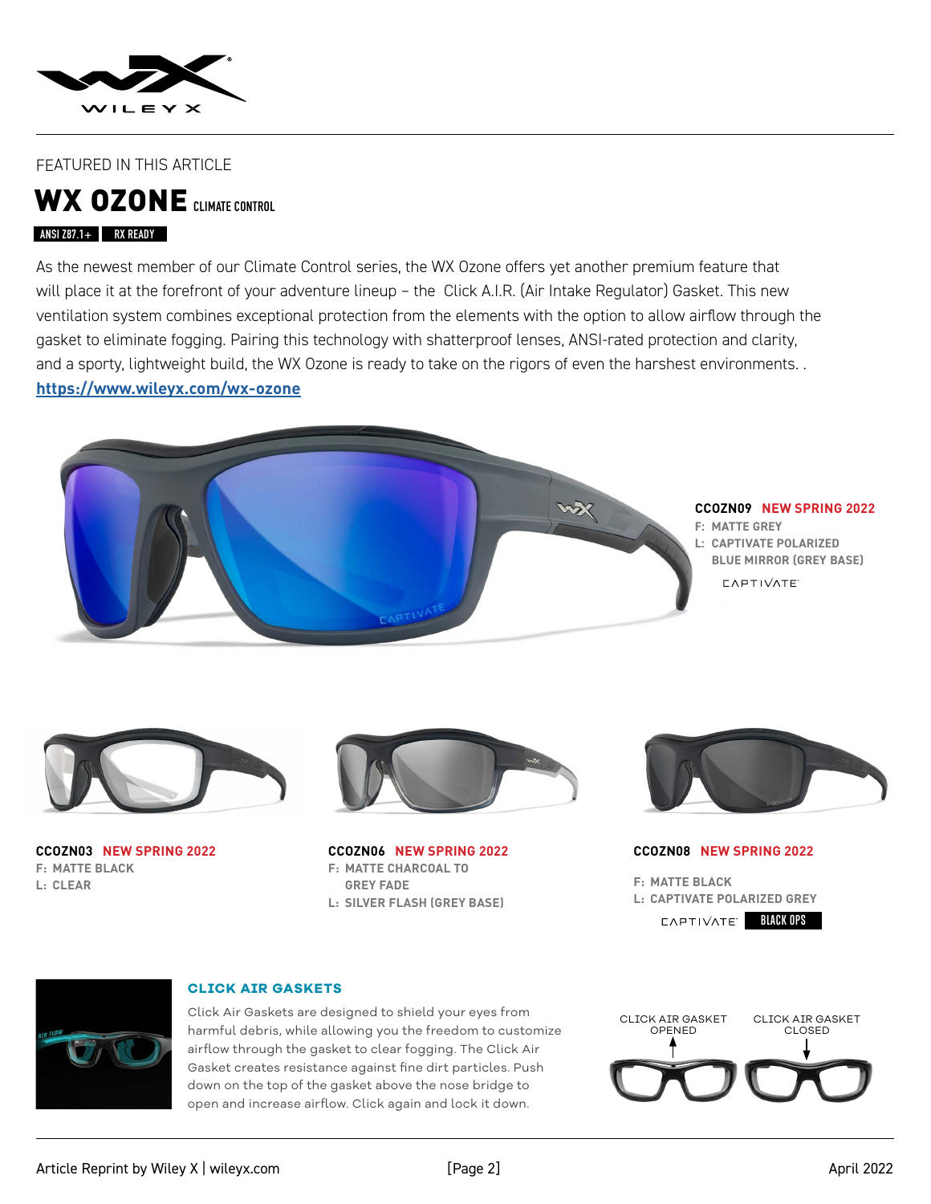FEATURED IN THIS ARTICLE

# WX OZONE CLIMATE CONTROL

ANSI Z87.1+ | RX READY

As the newest member of our Climate Control series, the WX Ozone offers yet another premium feature that will place it at the forefront of your adventure lineup – the Click A.I.R. (Air Intake Regulator) Gasket. This new ventilation system combines exceptional protection from the elements with the option to allow airflow through the gasket to eliminate fogging. Pairing this technology with shatterproof lenses, ANSI-rated protection and clarity, and a sporty, lightweight build, the WX Ozone is ready to take on the rigors of even the harshest environments. .
**https://www.wileyx.com/wx-ozone**

**CCOZN09** **NEW SPRING 2022**
**F:** MATTE GREY
**L:** CAPTIVATE POLARIZED BLUE MIRROR (GREY BASE)
CAPTIVATE

**CCOZN03** **NEW SPRING 2022**
**F:** MATTE BLACK
**L:** CLEAR

**CCOZN06** **NEW SPRING 2022**
**F:** MATTE CHARCOAL TO GREY FADE
**L:** SILVER FLASH (GREY BASE)

**CCOZN08** **NEW SPRING 2022**
**F:** MATTE BLACK
**L:** CAPTIVATE POLARIZED GREY
CAPTIVATE BLACK OPS

## CLICK AIR GASKETS

Click Air Gaskets are designed to shield your eyes from harmful debris, while allowing you the freedom to customize airflow through the gasket to clear fogging. The Click Air Gasket creates resistance against fine dirt particles. Push down on the top of the gasket above the nose bridge to open and increase airflow. Click again and lock it down.

CLICK AIR GASKET OPENED

CLICK AIR GASKET CLOSED

Article Reprint by Wiley X | wileyx.com

April 2022